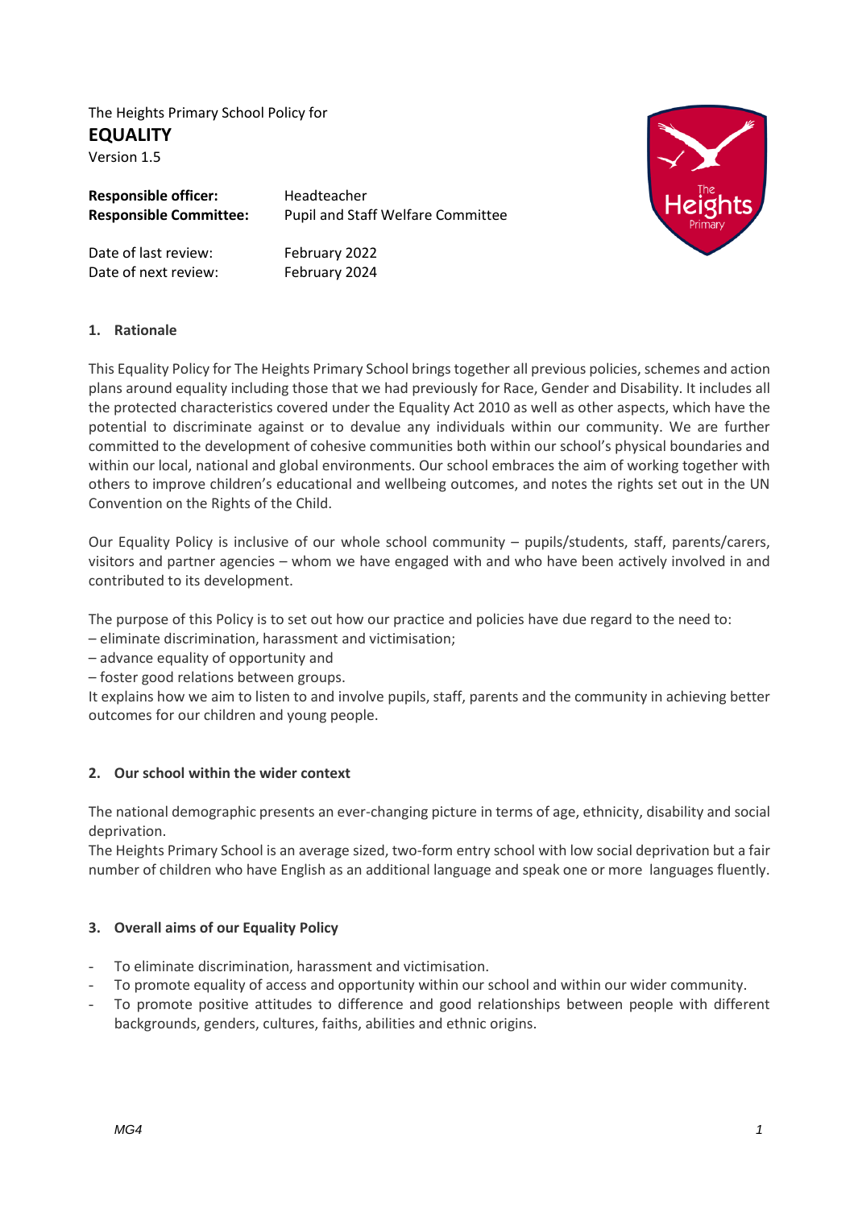The Heights Primary School Policy for

# EQUALITY

Version 1.5

| | |
|---|---|
| **Responsible officer:** | Headteacher |
| **Responsible Committee:** | Pupil and Staff Welfare Committee |
| Date of last review: | February 2022 |
| Date of next review: | February 2024 |

## 1. Rationale

This Equality Policy for The Heights Primary School brings together all previous policies, schemes and action plans around equality including those that we had previously for Race, Gender and Disability. It includes all the protected characteristics covered under the Equality Act 2010 as well as other aspects, which have the potential to discriminate against or to devalue any individuals within our community. We are further committed to the development of cohesive communities both within our school's physical boundaries and within our local, national and global environments. Our school embraces the aim of working together with others to improve children's educational and wellbeing outcomes, and notes the rights set out in the UN Convention on the Rights of the Child.

Our Equality Policy is inclusive of our whole school community – pupils/students, staff, parents/carers, visitors and partner agencies – whom we have engaged with and who have been actively involved in and contributed to its development.

The purpose of this Policy is to set out how our practice and policies have due regard to the need to:

– eliminate discrimination, harassment and victimisation;
– advance equality of opportunity and
– foster good relations between groups.

It explains how we aim to listen to and involve pupils, staff, parents and the community in achieving better outcomes for our children and young people.

## 2. Our school within the wider context

The national demographic presents an ever-changing picture in terms of age, ethnicity, disability and social deprivation.

The Heights Primary School is an average sized, two-form entry school with low social deprivation but a fair number of children who have English as an additional language and speak one or more languages fluently.

## 3. Overall aims of our Equality Policy

- To eliminate discrimination, harassment and victimisation.
- To promote equality of access and opportunity within our school and within our wider community.
- To promote positive attitudes to difference and good relationships between people with different backgrounds, genders, cultures, faiths, abilities and ethnic origins.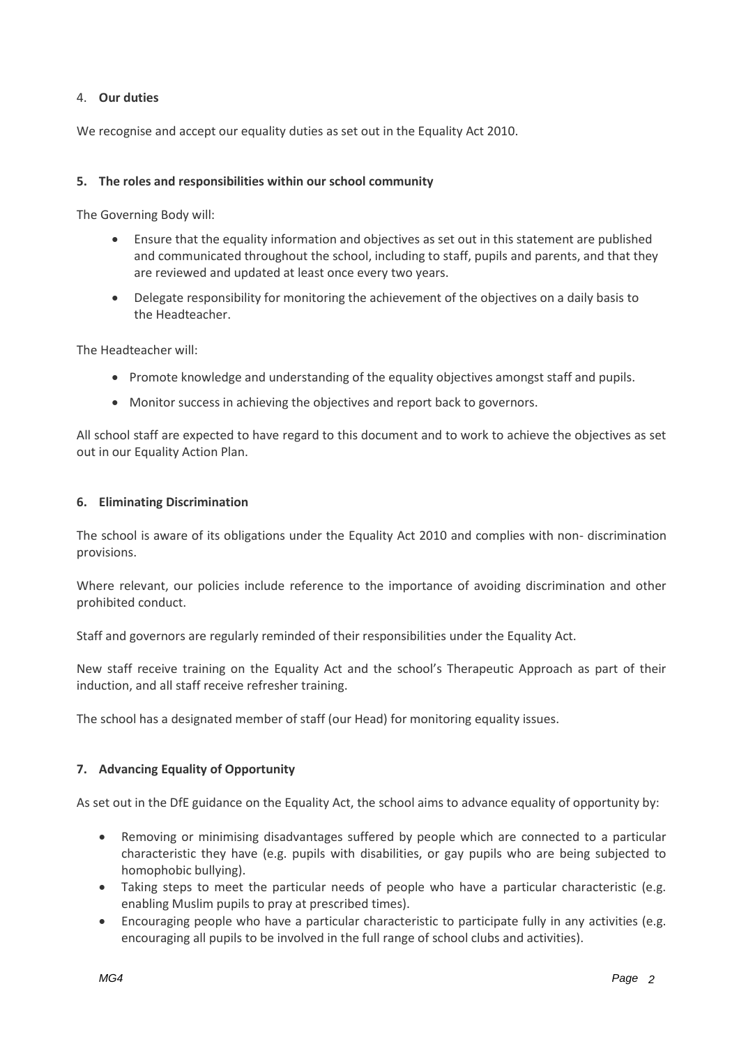## 4. **Our duties**

We recognise and accept our equality duties as set out in the Equality Act 2010.

## 5. The roles and responsibilities within our school community

The Governing Body will:

- Ensure that the equality information and objectives as set out in this statement are published and communicated throughout the school, including to staff, pupils and parents, and that they are reviewed and updated at least once every two years.
- Delegate responsibility for monitoring the achievement of the objectives on a daily basis to the Headteacher.

The Headteacher will:

- Promote knowledge and understanding of the equality objectives amongst staff and pupils.
- Monitor success in achieving the objectives and report back to governors.

All school staff are expected to have regard to this document and to work to achieve the objectives as set out in our Equality Action Plan.

## 6. Eliminating Discrimination

The school is aware of its obligations under the Equality Act 2010 and complies with non- discrimination provisions.

Where relevant, our policies include reference to the importance of avoiding discrimination and other prohibited conduct.

Staff and governors are regularly reminded of their responsibilities under the Equality Act.

New staff receive training on the Equality Act and the school's Therapeutic Approach as part of their induction, and all staff receive refresher training.

The school has a designated member of staff (our Head) for monitoring equality issues.

## 7. Advancing Equality of Opportunity

As set out in the DfE guidance on the Equality Act, the school aims to advance equality of opportunity by:

- Removing or minimising disadvantages suffered by people which are connected to a particular characteristic they have (e.g. pupils with disabilities, or gay pupils who are being subjected to homophobic bullying).
- Taking steps to meet the particular needs of people who have a particular characteristic (e.g. enabling Muslim pupils to pray at prescribed times).
- Encouraging people who have a particular characteristic to participate fully in any activities (e.g. encouraging all pupils to be involved in the full range of school clubs and activities).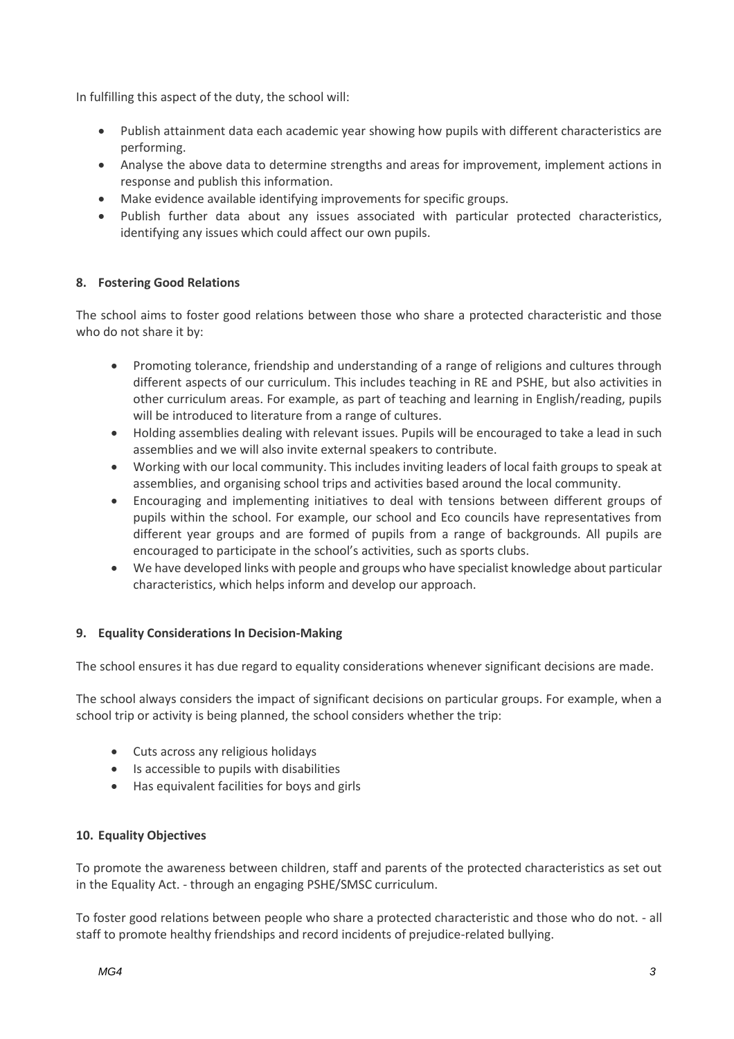In fulfilling this aspect of the duty, the school will:

- Publish attainment data each academic year showing how pupils with different characteristics are performing.
- Analyse the above data to determine strengths and areas for improvement, implement actions in response and publish this information.
- Make evidence available identifying improvements for specific groups.
- Publish further data about any issues associated with particular protected characteristics, identifying any issues which could affect our own pupils.

## 8. Fostering Good Relations

The school aims to foster good relations between those who share a protected characteristic and those who do not share it by:

- Promoting tolerance, friendship and understanding of a range of religions and cultures through different aspects of our curriculum. This includes teaching in RE and PSHE, but also activities in other curriculum areas. For example, as part of teaching and learning in English/reading, pupils will be introduced to literature from a range of cultures.
- Holding assemblies dealing with relevant issues. Pupils will be encouraged to take a lead in such assemblies and we will also invite external speakers to contribute.
- Working with our local community. This includes inviting leaders of local faith groups to speak at assemblies, and organising school trips and activities based around the local community.
- Encouraging and implementing initiatives to deal with tensions between different groups of pupils within the school. For example, our school and Eco councils have representatives from different year groups and are formed of pupils from a range of backgrounds. All pupils are encouraged to participate in the school's activities, such as sports clubs.
- We have developed links with people and groups who have specialist knowledge about particular characteristics, which helps inform and develop our approach.

## 9. Equality Considerations In Decision-Making

The school ensures it has due regard to equality considerations whenever significant decisions are made.

The school always considers the impact of significant decisions on particular groups. For example, when a school trip or activity is being planned, the school considers whether the trip:

- Cuts across any religious holidays
- Is accessible to pupils with disabilities
- Has equivalent facilities for boys and girls

## 10. Equality Objectives

To promote the awareness between children, staff and parents of the protected characteristics as set out in the Equality Act. - through an engaging PSHE/SMSC curriculum.

To foster good relations between people who share a protected characteristic and those who do not. - all staff to promote healthy friendships and record incidents of prejudice-related bullying.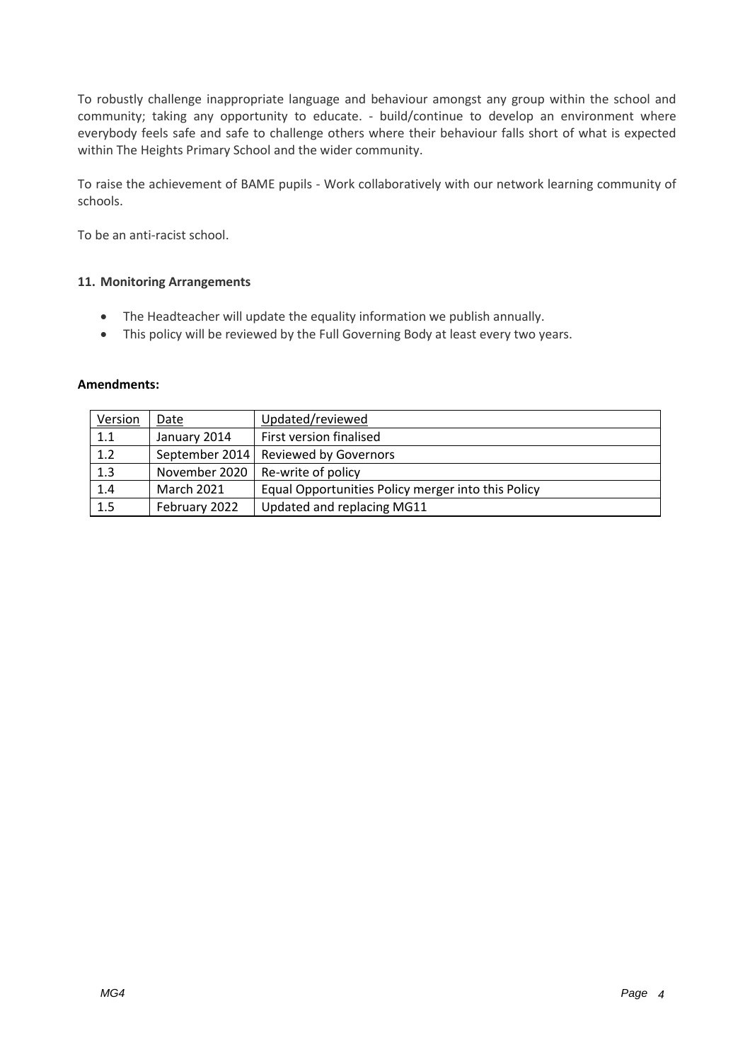To robustly challenge inappropriate language and behaviour amongst any group within the school and community; taking any opportunity to educate. - build/continue to develop an environment where everybody feels safe and safe to challenge others where their behaviour falls short of what is expected within The Heights Primary School and the wider community.

To raise the achievement of BAME pupils - Work collaboratively with our network learning community of schools.

To be an anti-racist school.

### 11. Monitoring Arrangements

- The Headteacher will update the equality information we publish annually.
- This policy will be reviewed by the Full Governing Body at least every two years.

**Amendments:**

| Version | Date | Updated/reviewed |
|---|---|---|
| 1.1 | January 2014 | First version finalised |
| 1.2 | September 2014 | Reviewed by Governors |
| 1.3 | November 2020 | Re-write of policy |
| 1.4 | March 2021 | Equal Opportunities Policy merger into this Policy |
| 1.5 | February 2022 | Updated and replacing MG11 |